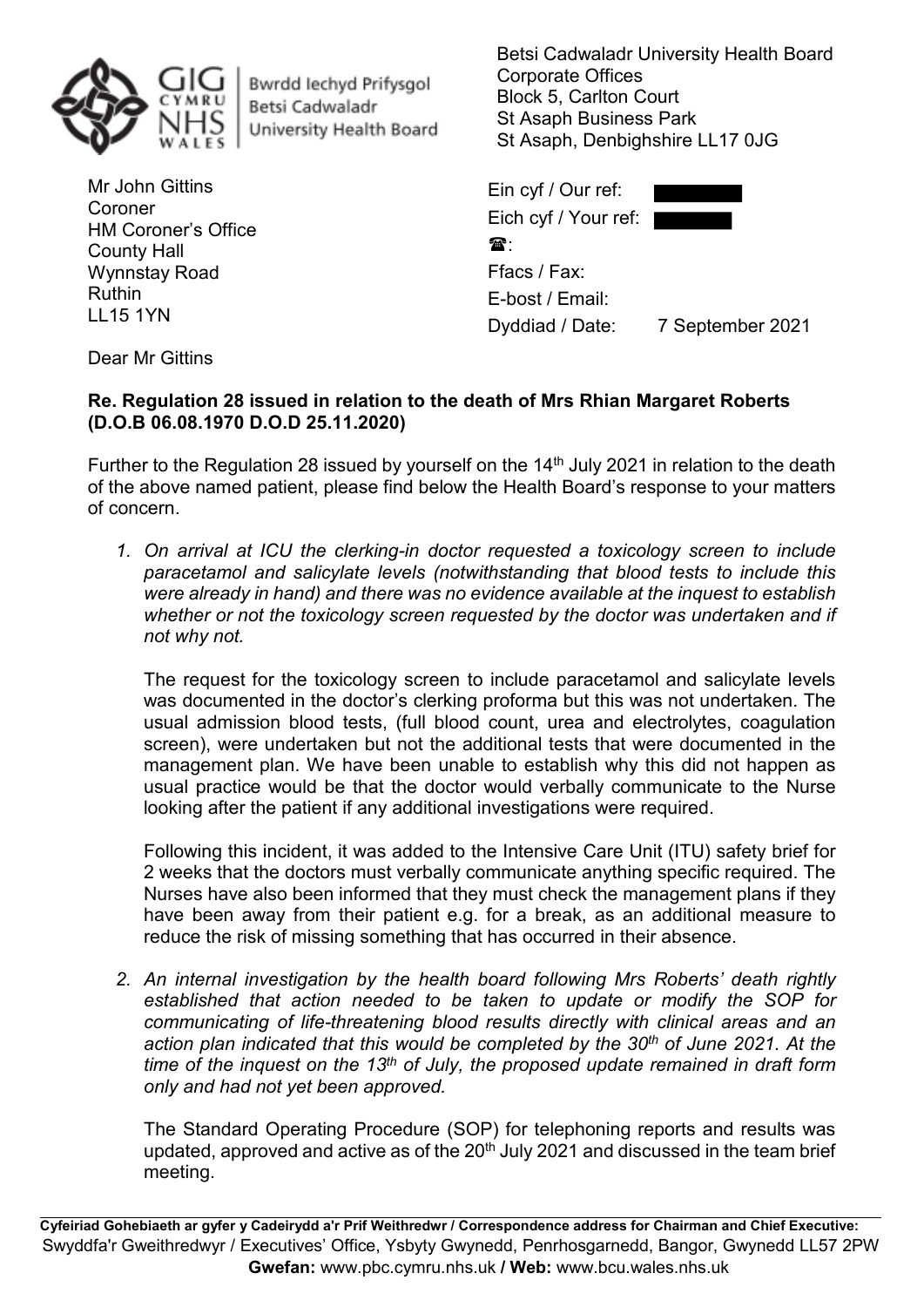Bwrdd Iechyd Prifysgol Betsi Cadwaladr University Health Board

Betsi Cadwaladr University Health Board
Corporate Offices
Block 5, Carlton Court
St Asaph Business Park
St Asaph, Denbighshire LL17 0JG

Mr John Gittins
Coroner
HM Coroner's Office
County Hall
Wynnstay Road
Ruthin
LL15 1YN

Ein cyf / Our ref:
Eich cyf / Your ref:
☎:
Ffacs / Fax:
E-bost / Email:
Dyddiad / Date: 7 September 2021

Dear Mr Gittins

**Re. Regulation 28 issued in relation to the death of Mrs Rhian Margaret Roberts (D.O.B 06.08.1970 D.O.D 25.11.2020)**

Further to the Regulation 28 issued by yourself on the 14th July 2021 in relation to the death of the above named patient, please find below the Health Board's response to your matters of concern.

1. *On arrival at ICU the clerking-in doctor requested a toxicology screen to include paracetamol and salicylate levels (notwithstanding that blood tests to include this were already in hand) and there was no evidence available at the inquest to establish whether or not the toxicology screen requested by the doctor was undertaken and if not why not.*

   The request for the toxicology screen to include paracetamol and salicylate levels was documented in the doctor's clerking proforma but this was not undertaken. The usual admission blood tests, (full blood count, urea and electrolytes, coagulation screen), were undertaken but not the additional tests that were documented in the management plan. We have been unable to establish why this did not happen as usual practice would be that the doctor would verbally communicate to the Nurse looking after the patient if any additional investigations were required.

   Following this incident, it was added to the Intensive Care Unit (ITU) safety brief for 2 weeks that the doctors must verbally communicate anything specific required. The Nurses have also been informed that they must check the management plans if they have been away from their patient e.g. for a break, as an additional measure to reduce the risk of missing something that has occurred in their absence.

2. *An internal investigation by the health board following Mrs Roberts' death rightly established that action needed to be taken to update or modify the SOP for communicating of life-threatening blood results directly with clinical areas and an action plan indicated that this would be completed by the 30th of June 2021. At the time of the inquest on the 13th of July, the proposed update remained in draft form only and had not yet been approved.*

   The Standard Operating Procedure (SOP) for telephoning reports and results was updated, approved and active as of the 20th July 2021 and discussed in the team brief meeting.

**Cyfeiriad Gohebiaeth ar gyfer y Cadeirydd a'r Prif Weithredwr / Correspondence address for Chairman and Chief Executive:**
Swyddfa'r Gweithredwyr / Executives' Office, Ysbyty Gwynedd, Penrhosgarnedd, Bangor, Gwynedd LL57 2PW
**Gwefan:** www.pbc.cymru.nhs.uk **/ Web:** www.bcu.wales.nhs.uk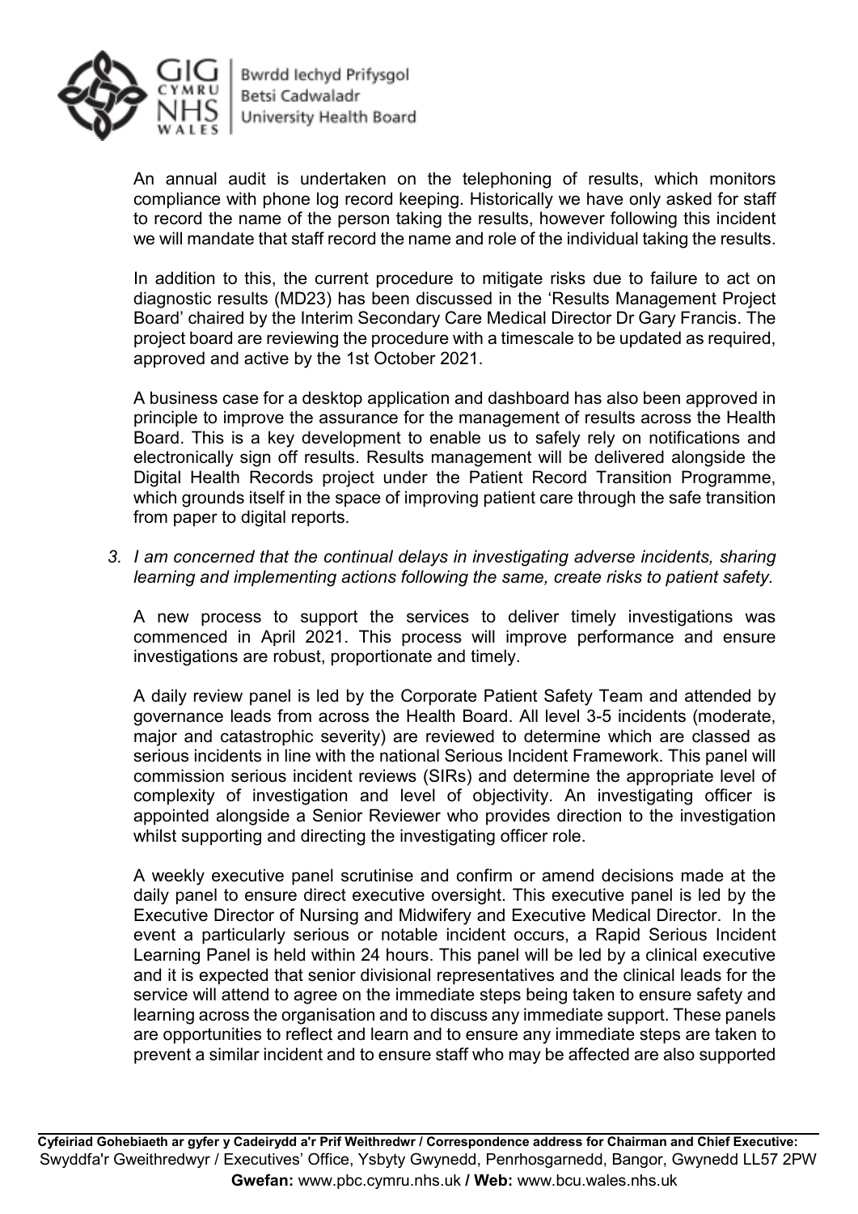An annual audit is undertaken on the telephoning of results, which monitors compliance with phone log record keeping. Historically we have only asked for staff to record the name of the person taking the results, however following this incident we will mandate that staff record the name and role of the individual taking the results.

In addition to this, the current procedure to mitigate risks due to failure to act on diagnostic results (MD23) has been discussed in the 'Results Management Project Board' chaired by the Interim Secondary Care Medical Director Dr Gary Francis. The project board are reviewing the procedure with a timescale to be updated as required, approved and active by the 1st October 2021.

A business case for a desktop application and dashboard has also been approved in principle to improve the assurance for the management of results across the Health Board. This is a key development to enable us to safely rely on notifications and electronically sign off results. Results management will be delivered alongside the Digital Health Records project under the Patient Record Transition Programme, which grounds itself in the space of improving patient care through the safe transition from paper to digital reports.

3. *I am concerned that the continual delays in investigating adverse incidents, sharing learning and implementing actions following the same, create risks to patient safety.*

   A new process to support the services to deliver timely investigations was commenced in April 2021. This process will improve performance and ensure investigations are robust, proportionate and timely.

   A daily review panel is led by the Corporate Patient Safety Team and attended by governance leads from across the Health Board. All level 3-5 incidents (moderate, major and catastrophic severity) are reviewed to determine which are classed as serious incidents in line with the national Serious Incident Framework. This panel will commission serious incident reviews (SIRs) and determine the appropriate level of complexity of investigation and level of objectivity. An investigating officer is appointed alongside a Senior Reviewer who provides direction to the investigation whilst supporting and directing the investigating officer role.

   A weekly executive panel scrutinise and confirm or amend decisions made at the daily panel to ensure direct executive oversight. This executive panel is led by the Executive Director of Nursing and Midwifery and Executive Medical Director. In the event a particularly serious or notable incident occurs, a Rapid Serious Incident Learning Panel is held within 24 hours. This panel will be led by a clinical executive and it is expected that senior divisional representatives and the clinical leads for the service will attend to agree on the immediate steps being taken to ensure safety and learning across the organisation and to discuss any immediate support. These panels are opportunities to reflect and learn and to ensure any immediate steps are taken to prevent a similar incident and to ensure staff who may be affected are also supported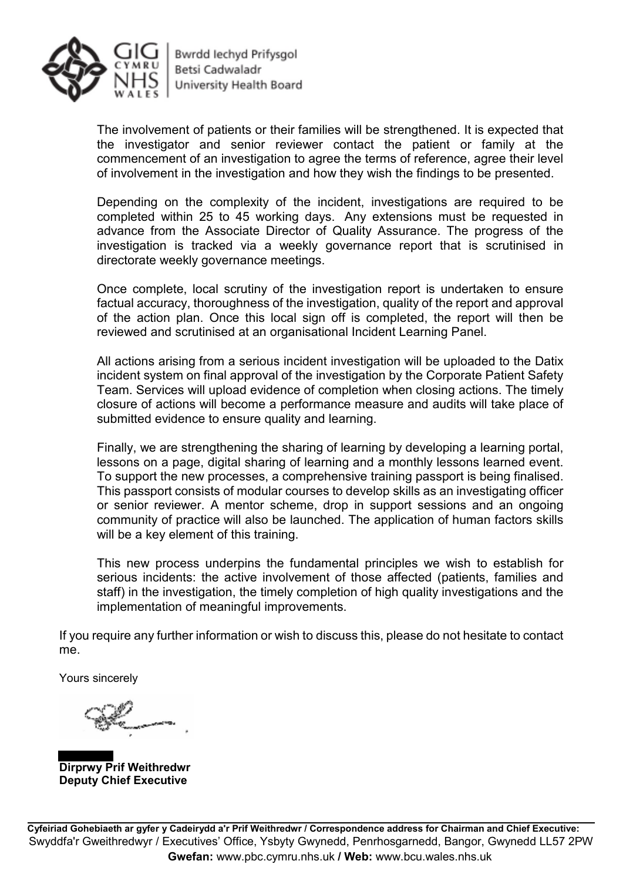The involvement of patients or their families will be strengthened. It is expected that the investigator and senior reviewer contact the patient or family at the commencement of an investigation to agree the terms of reference, agree their level of involvement in the investigation and how they wish the findings to be presented.

Depending on the complexity of the incident, investigations are required to be completed within 25 to 45 working days. Any extensions must be requested in advance from the Associate Director of Quality Assurance. The progress of the investigation is tracked via a weekly governance report that is scrutinised in directorate weekly governance meetings.

Once complete, local scrutiny of the investigation report is undertaken to ensure factual accuracy, thoroughness of the investigation, quality of the report and approval of the action plan. Once this local sign off is completed, the report will then be reviewed and scrutinised at an organisational Incident Learning Panel.

All actions arising from a serious incident investigation will be uploaded to the Datix incident system on final approval of the investigation by the Corporate Patient Safety Team. Services will upload evidence of completion when closing actions. The timely closure of actions will become a performance measure and audits will take place of submitted evidence to ensure quality and learning.

Finally, we are strengthening the sharing of learning by developing a learning portal, lessons on a page, digital sharing of learning and a monthly lessons learned event. To support the new processes, a comprehensive training passport is being finalised. This passport consists of modular courses to develop skills as an investigating officer or senior reviewer. A mentor scheme, drop in support sessions and an ongoing community of practice will also be launched. The application of human factors skills will be a key element of this training.

This new process underpins the fundamental principles we wish to establish for serious incidents: the active involvement of those affected (patients, families and staff) in the investigation, the timely completion of high quality investigations and the implementation of meaningful improvements.

If you require any further information or wish to discuss this, please do not hesitate to contact me.

Yours sincerely

**Dirprwy Prif Weithredwr**
**Deputy Chief Executive**

**Cyfeiriad Gohebiaeth ar gyfer y Cadeirydd a'r Prif Weithredwr / Correspondence address for Chairman and Chief Executive:**
Swyddfa'r Gweithredwyr / Executives' Office, Ysbyty Gwynedd, Penrhosgarnedd, Bangor, Gwynedd LL57 2PW
**Gwefan:** www.pbc.cymru.nhs.uk **/ Web:** www.bcu.wales.nhs.uk